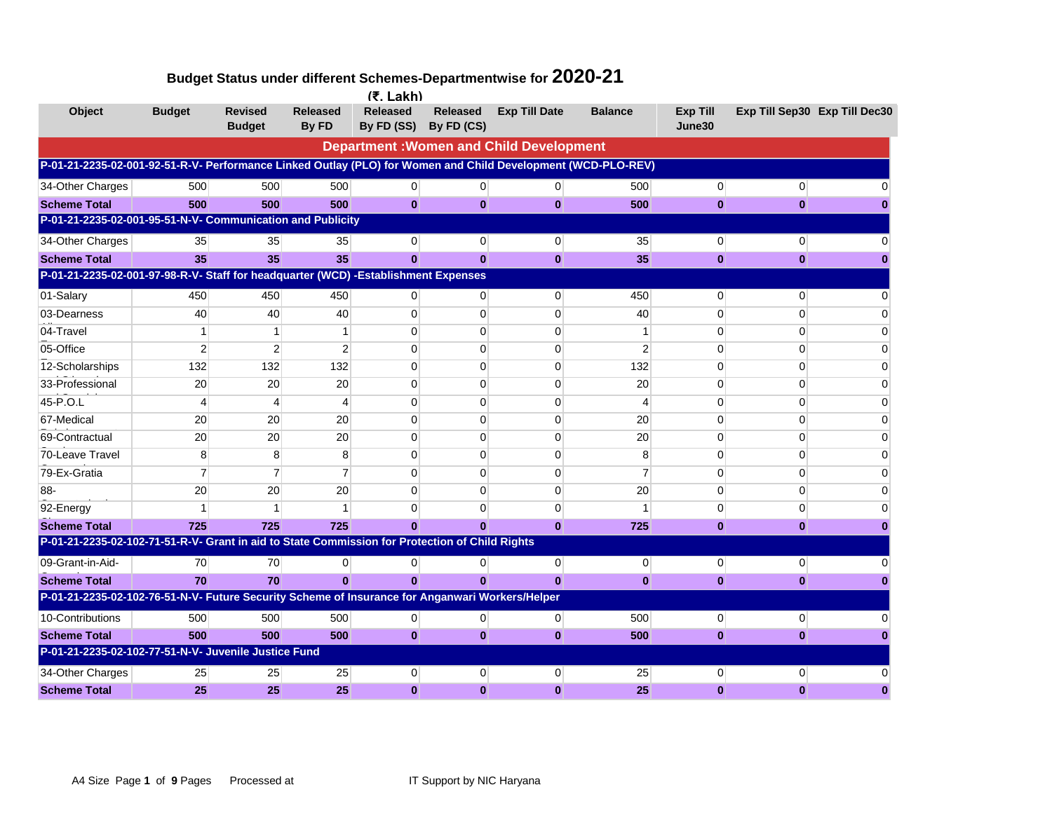# Budget Status under different Schemes-Departmentwise for 2020-21

(₹. Lakh)

| Object | Budget | Revised Budget | Released By FD | Released By FD (SS) | Released By FD (CS) | Exp Till Date | Balance | Exp Till June30 | Exp Till Sep30 | Exp Till Dec30 |
|---|---|---|---|---|---|---|---|---|---|---|
| **Department :Women and Child Development** | | | | | | | | | | |
| **P-01-21-2235-02-001-92-51-R-V- Performance Linked Outlay (PLO) for Women and Child Development (WCD-PLO-REV)** | | | | | | | | | | |
| 34-Other Charges | 500 | 500 | 500 | 0 | 0 | 0 | 500 | 0 | 0 | 0 |
| **Scheme Total** | **500** | **500** | **500** | **0** | **0** | **0** | **500** | **0** | **0** | **0** |
| **P-01-21-2235-02-001-95-51-N-V- Communication and Publicity** | | | | | | | | | | |
| 34-Other Charges | 35 | 35 | 35 | 0 | 0 | 0 | 35 | 0 | 0 | 0 |
| **Scheme Total** | **35** | **35** | **35** | **0** | **0** | **0** | **35** | **0** | **0** | **0** |
| **P-01-21-2235-02-001-97-98-R-V- Staff for headquarter (WCD) -Establishment Expenses** | | | | | | | | | | |
| 01-Salary | 450 | 450 | 450 | 0 | 0 | 0 | 450 | 0 | 0 | 0 |
| 03-Dearness | 40 | 40 | 40 | 0 | 0 | 0 | 40 | 0 | 0 | 0 |
| 04-Travel | 1 | 1 | 1 | 0 | 0 | 0 | 1 | 0 | 0 | 0 |
| 05-Office | 2 | 2 | 2 | 0 | 0 | 0 | 2 | 0 | 0 | 0 |
| 12-Scholarships | 132 | 132 | 132 | 0 | 0 | 0 | 132 | 0 | 0 | 0 |
| 33-Professional | 20 | 20 | 20 | 0 | 0 | 0 | 20 | 0 | 0 | 0 |
| 45-P.O.L | 4 | 4 | 4 | 0 | 0 | 0 | 4 | 0 | 0 | 0 |
| 67-Medical | 20 | 20 | 20 | 0 | 0 | 0 | 20 | 0 | 0 | 0 |
| 69-Contractual | 20 | 20 | 20 | 0 | 0 | 0 | 20 | 0 | 0 | 0 |
| 70-Leave Travel | 8 | 8 | 8 | 0 | 0 | 0 | 8 | 0 | 0 | 0 |
| 79-Ex-Gratia | 7 | 7 | 7 | 0 | 0 | 0 | 7 | 0 | 0 | 0 |
| 88- | 20 | 20 | 20 | 0 | 0 | 0 | 20 | 0 | 0 | 0 |
| 92-Energy | 1 | 1 | 1 | 0 | 0 | 0 | 1 | 0 | 0 | 0 |
| **Scheme Total** | **725** | **725** | **725** | **0** | **0** | **0** | **725** | **0** | **0** | **0** |
| **P-01-21-2235-02-102-71-51-R-V- Grant in aid to State Commission for Protection of Child Rights** | | | | | | | | | | |
| 09-Grant-in-Aid- | 70 | 70 | 0 | 0 | 0 | 0 | 0 | 0 | 0 | 0 |
| **Scheme Total** | **70** | **70** | **0** | **0** | **0** | **0** | **0** | **0** | **0** | **0** |
| **P-01-21-2235-02-102-76-51-N-V- Future Security Scheme of Insurance for Anganwari Workers/Helper** | | | | | | | | | | |
| 10-Contributions | 500 | 500 | 500 | 0 | 0 | 0 | 500 | 0 | 0 | 0 |
| **Scheme Total** | **500** | **500** | **500** | **0** | **0** | **0** | **500** | **0** | **0** | **0** |
| **P-01-21-2235-02-102-77-51-N-V- Juvenile Justice Fund** | | | | | | | | | | |
| 34-Other Charges | 25 | 25 | 25 | 0 | 0 | 0 | 25 | 0 | 0 | 0 |
| **Scheme Total** | **25** | **25** | **25** | **0** | **0** | **0** | **25** | **0** | **0** | **0** |

A4 Size Processed at IT Support by NIC Haryana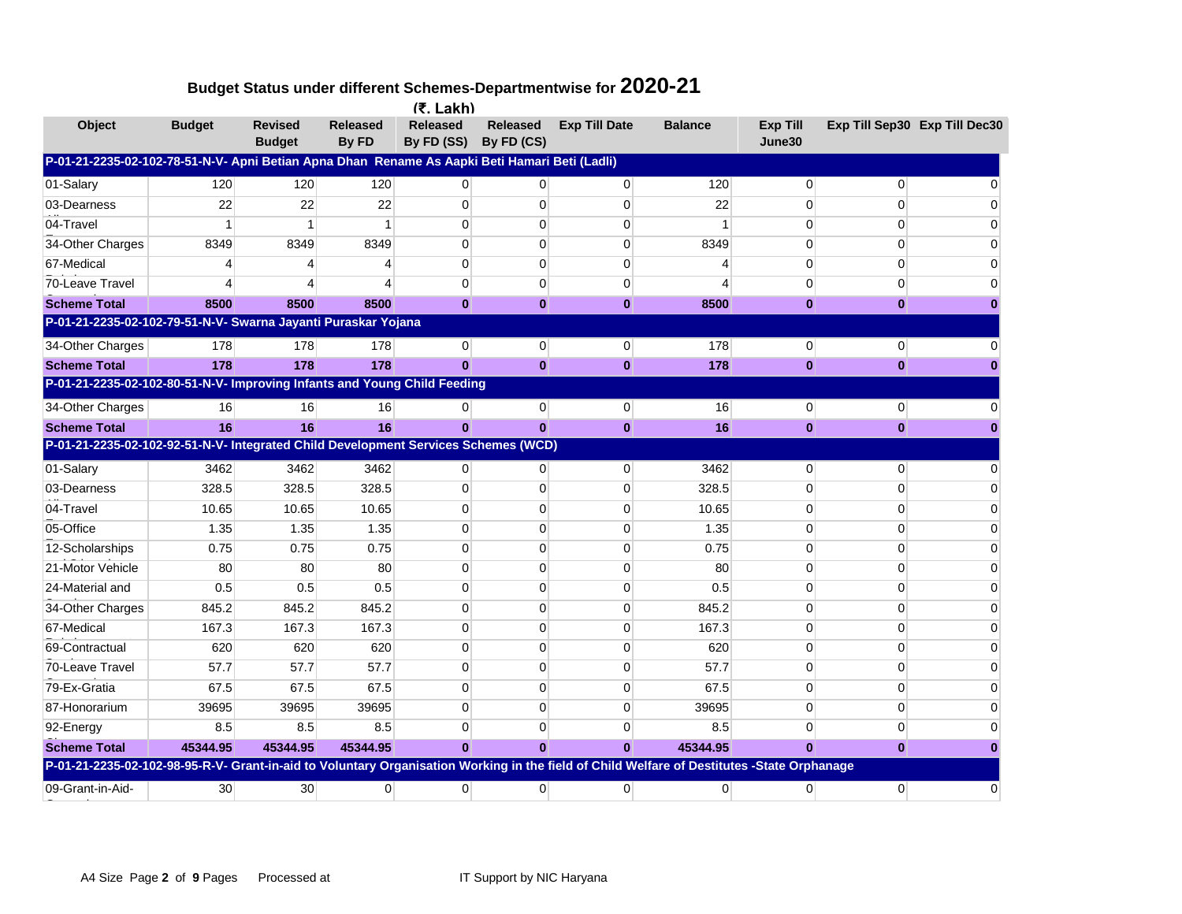## Budget Status under different Schemes-Departmentwise for 2020-21

(₹. Lakh)

| Object | Budget | Revised Budget | Released By FD | Released By FD (SS) | Released By FD (CS) | Exp Till Date | Balance | Exp Till June30 | Exp Till Sep30 | Exp Till Dec30 |
|---|---|---|---|---|---|---|---|---|---|---|
| **P-01-21-2235-02-102-78-51-N-V- Apni Betian Apna Dhan Rename As Aapki Beti Hamari Beti (Ladli)** | | | | | | | | | | |
| 01-Salary | 120 | 120 | 120 | 0 | 0 | 0 | 120 | 0 | 0 | 0 |
| 03-Dearness | 22 | 22 | 22 | 0 | 0 | 0 | 22 | 0 | 0 | 0 |
| 04-Travel | 1 | 1 | 1 | 0 | 0 | 0 | 1 | 0 | 0 | 0 |
| 34-Other Charges | 8349 | 8349 | 8349 | 0 | 0 | 0 | 8349 | 0 | 0 | 0 |
| 67-Medical | 4 | 4 | 4 | 0 | 0 | 0 | 4 | 0 | 0 | 0 |
| 70-Leave Travel | 4 | 4 | 4 | 0 | 0 | 0 | 4 | 0 | 0 | 0 |
| **Scheme Total** | **8500** | **8500** | **8500** | **0** | **0** | **0** | **8500** | **0** | **0** | **0** |
| **P-01-21-2235-02-102-79-51-N-V- Swarna Jayanti Puraskar Yojana** | | | | | | | | | | |
| 34-Other Charges | 178 | 178 | 178 | 0 | 0 | 0 | 178 | 0 | 0 | 0 |
| **Scheme Total** | **178** | **178** | **178** | **0** | **0** | **0** | **178** | **0** | **0** | **0** |
| **P-01-21-2235-02-102-80-51-N-V- Improving Infants and Young Child Feeding** | | | | | | | | | | |
| 34-Other Charges | 16 | 16 | 16 | 0 | 0 | 0 | 16 | 0 | 0 | 0 |
| **Scheme Total** | **16** | **16** | **16** | **0** | **0** | **0** | **16** | **0** | **0** | **0** |
| **P-01-21-2235-02-102-92-51-N-V- Integrated Child Development Services Schemes (WCD)** | | | | | | | | | | |
| 01-Salary | 3462 | 3462 | 3462 | 0 | 0 | 0 | 3462 | 0 | 0 | 0 |
| 03-Dearness | 328.5 | 328.5 | 328.5 | 0 | 0 | 0 | 328.5 | 0 | 0 | 0 |
| 04-Travel | 10.65 | 10.65 | 10.65 | 0 | 0 | 0 | 10.65 | 0 | 0 | 0 |
| 05-Office | 1.35 | 1.35 | 1.35 | 0 | 0 | 0 | 1.35 | 0 | 0 | 0 |
| 12-Scholarships | 0.75 | 0.75 | 0.75 | 0 | 0 | 0 | 0.75 | 0 | 0 | 0 |
| 21-Motor Vehicle | 80 | 80 | 80 | 0 | 0 | 0 | 80 | 0 | 0 | 0 |
| 24-Material and | 0.5 | 0.5 | 0.5 | 0 | 0 | 0 | 0.5 | 0 | 0 | 0 |
| 34-Other Charges | 845.2 | 845.2 | 845.2 | 0 | 0 | 0 | 845.2 | 0 | 0 | 0 |
| 67-Medical | 167.3 | 167.3 | 167.3 | 0 | 0 | 0 | 167.3 | 0 | 0 | 0 |
| 69-Contractual | 620 | 620 | 620 | 0 | 0 | 0 | 620 | 0 | 0 | 0 |
| 70-Leave Travel | 57.7 | 57.7 | 57.7 | 0 | 0 | 0 | 57.7 | 0 | 0 | 0 |
| 79-Ex-Gratia | 67.5 | 67.5 | 67.5 | 0 | 0 | 0 | 67.5 | 0 | 0 | 0 |
| 87-Honorarium | 39695 | 39695 | 39695 | 0 | 0 | 0 | 39695 | 0 | 0 | 0 |
| 92-Energy | 8.5 | 8.5 | 8.5 | 0 | 0 | 0 | 8.5 | 0 | 0 | 0 |
| **Scheme Total** | **45344.95** | **45344.95** | **45344.95** | **0** | **0** | **0** | **45344.95** | **0** | **0** | **0** |
| **P-01-21-2235-02-102-98-95-R-V- Grant-in-aid to Voluntary Organisation Working in the field of Child Welfare of Destitutes -State Orphanage** | | | | | | | | | | |
| 09-Grant-in-Aid- | 30 | 30 | 0 | 0 | 0 | 0 | 0 | 0 | 0 | 0 |

A4 Size Processed at IT Support by NIC Haryana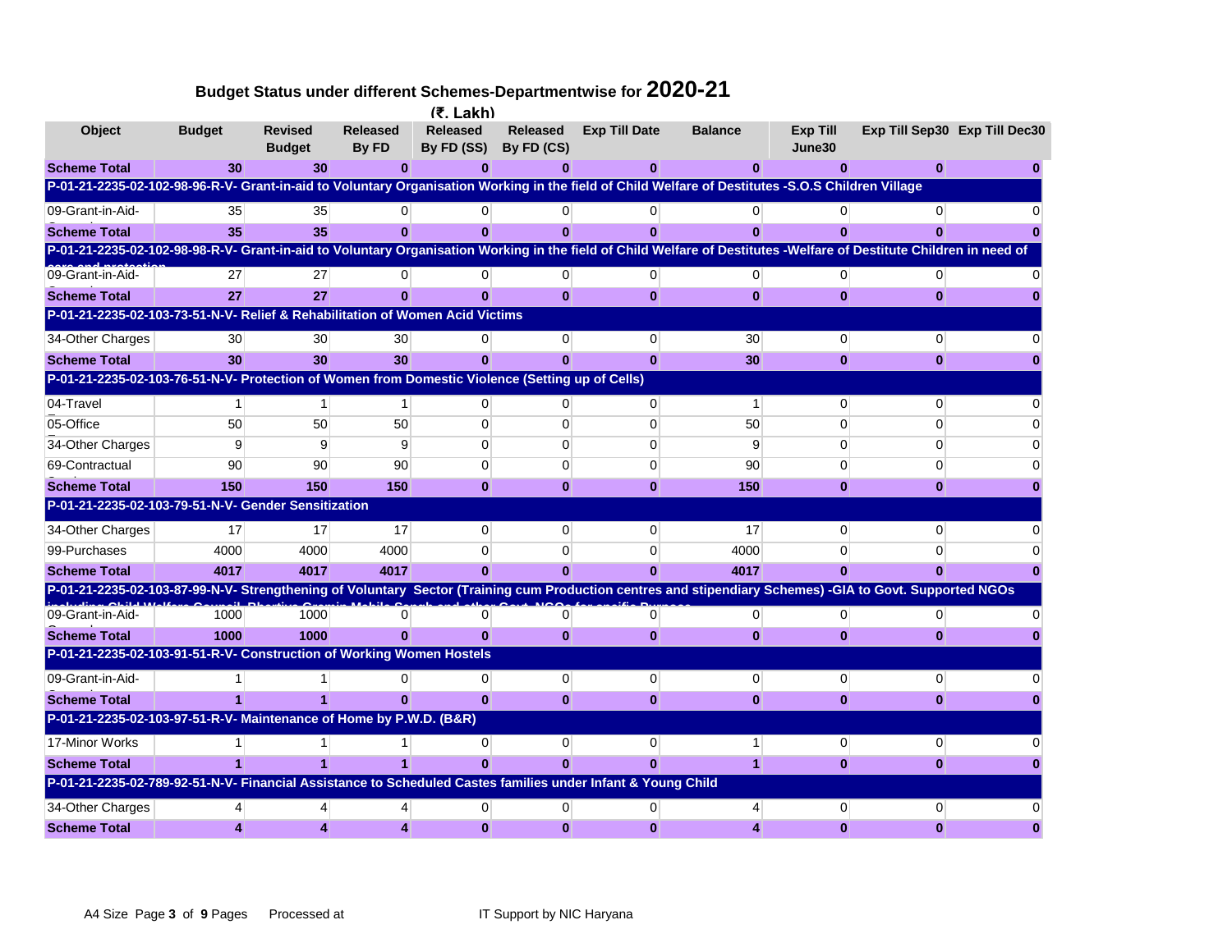## Budget Status under different Schemes-Departmentwise for 2020-21

(₹. Lakh)

| Object | Budget | Revised Budget | Released By FD | Released By FD (SS) | Released By FD (CS) | Exp Till Date | Balance | Exp Till June30 | Exp Till Sep30 | Exp Till Dec30 |
|---|---|---|---|---|---|---|---|---|---|---|
| **Scheme Total** | **30** | **30** | **0** | **0** | **0** | **0** | **0** | **0** | **0** | **0** |
| **P-01-21-2235-02-102-98-96-R-V- Grant-in-aid to Voluntary Organisation Working in the field of Child Welfare of Destitutes -S.O.S Children Village** | | | | | | | | | | |
| 09-Grant-in-Aid-General | 35 | 35 | 0 | 0 | 0 | 0 | 0 | 0 | 0 | 0 |
| **Scheme Total** | **35** | **35** | **0** | **0** | **0** | **0** | **0** | **0** | **0** | **0** |
| **P-01-21-2235-02-102-98-98-R-V- Grant-in-aid to Voluntary Organisation Working in the field of Child Welfare of Destitutes -Welfare of Destitute Children in need of care and protection** | | | | | | | | | | |
| 09-Grant-in-Aid-General | 27 | 27 | 0 | 0 | 0 | 0 | 0 | 0 | 0 | 0 |
| **Scheme Total** | **27** | **27** | **0** | **0** | **0** | **0** | **0** | **0** | **0** | **0** |
| **P-01-21-2235-02-103-73-51-N-V- Relief & Rehabilitation of Women Acid Victims** | | | | | | | | | | |
| 34-Other Charges | 30 | 30 | 30 | 0 | 0 | 0 | 30 | 0 | 0 | 0 |
| **Scheme Total** | **30** | **30** | **30** | **0** | **0** | **0** | **30** | **0** | **0** | **0** |
| **P-01-21-2235-02-103-76-51-N-V- Protection of Women from Domestic Violence (Setting up of Cells)** | | | | | | | | | | |
| 04-Travel Expenses | 1 | 1 | 1 | 0 | 0 | 0 | 1 | 0 | 0 | 0 |
| 05-Office | 50 | 50 | 50 | 0 | 0 | 0 | 50 | 0 | 0 | 0 |
| 34-Other Charges | 9 | 9 | 9 | 0 | 0 | 0 | 9 | 0 | 0 | 0 |
| 69-Contractual Services | 90 | 90 | 90 | 0 | 0 | 0 | 90 | 0 | 0 | 0 |
| **Scheme Total** | **150** | **150** | **150** | **0** | **0** | **0** | **150** | **0** | **0** | **0** |
| **P-01-21-2235-02-103-79-51-N-V- Gender Sensitization** | | | | | | | | | | |
| 34-Other Charges | 17 | 17 | 17 | 0 | 0 | 0 | 17 | 0 | 0 | 0 |
| 99-Purchases | 4000 | 4000 | 4000 | 0 | 0 | 0 | 4000 | 0 | 0 | 0 |
| **Scheme Total** | **4017** | **4017** | **4017** | **0** | **0** | **0** | **4017** | **0** | **0** | **0** |
| **P-01-21-2235-02-103-87-99-N-V- Strengthening of Voluntary Sector (Training cum Production centres and stipendiary Schemes) -GIA to Govt. Supported NGOs including Child Welfare Council, Bhartiya Gramin Mahila Sangh and other Govt. NGOs for specific Purpose** | | | | | | | | | | |
| 09-Grant-in-Aid-General | 1000 | 1000 | 0 | 0 | 0 | 0 | 0 | 0 | 0 | 0 |
| **Scheme Total** | **1000** | **1000** | **0** | **0** | **0** | **0** | **0** | **0** | **0** | **0** |
| **P-01-21-2235-02-103-91-51-R-V- Construction of Working Women Hostels** | | | | | | | | | | |
| 09-Grant-in-Aid-General | 1 | 1 | 0 | 0 | 0 | 0 | 0 | 0 | 0 | 0 |
| **Scheme Total** | **1** | **1** | **0** | **0** | **0** | **0** | **0** | **0** | **0** | **0** |
| **P-01-21-2235-02-103-97-51-R-V- Maintenance of Home by P.W.D. (B&R)** | | | | | | | | | | |
| 17-Minor Works | 1 | 1 | 1 | 0 | 0 | 0 | 1 | 0 | 0 | 0 |
| **Scheme Total** | **1** | **1** | **1** | **0** | **0** | **0** | **1** | **0** | **0** | **0** |
| **P-01-21-2235-02-789-92-51-N-V- Financial Assistance to Scheduled Castes families under Infant & Young Child** | | | | | | | | | | |
| 34-Other Charges | 4 | 4 | 4 | 0 | 0 | 0 | 4 | 0 | 0 | 0 |
| **Scheme Total** | **4** | **4** | **4** | **0** | **0** | **0** | **4** | **0** | **0** | **0** |

A4 Size Page 3 of 9 Pages Processed at IT Support by NIC Haryana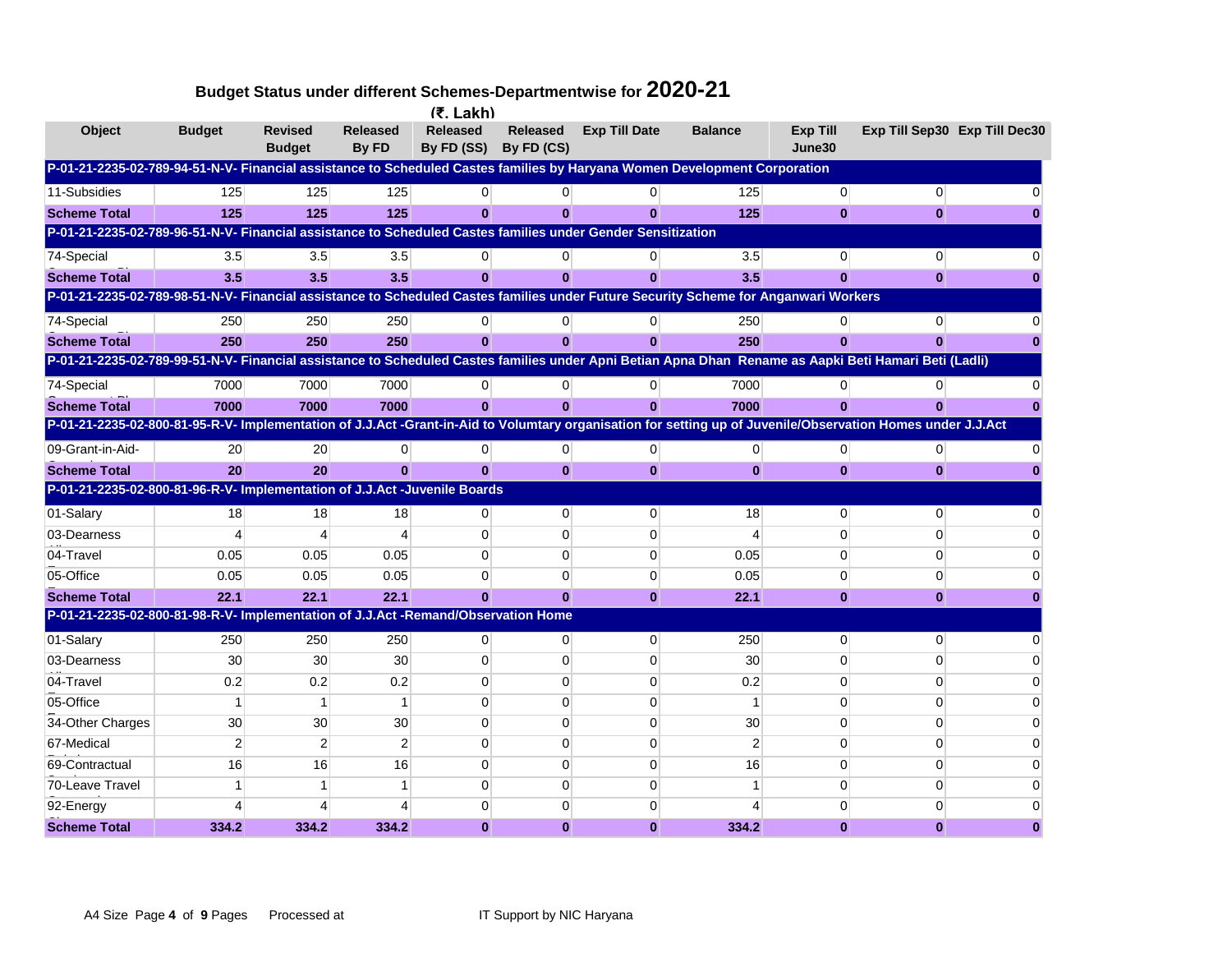## Budget Status under different Schemes-Departmentwise for 2020-21

(₹. Lakh)

| Object | Budget | Revised Budget | Released By FD | Released By FD (SS) | Released By FD (CS) | Exp Till Date | Balance | Exp Till June30 | Exp Till Sep30 | Exp Till Dec30 |
|---|---|---|---|---|---|---|---|---|---|---|
| **P-01-21-2235-02-789-94-51-N-V- Financial assistance to Scheduled Castes families by Haryana Women Development Corporation** | | | | | | | | | | |
| 11-Subsidies | 125 | 125 | 125 | 0 | 0 | 0 | 125 | 0 | 0 | 0 |
| **Scheme Total** | **125** | **125** | **125** | **0** | **0** | **0** | **125** | **0** | **0** | **0** |
| **P-01-21-2235-02-789-96-51-N-V- Financial assistance to Scheduled Castes families under Gender Sensitization** | | | | | | | | | | |
| 74-Special | 3.5 | 3.5 | 3.5 | 0 | 0 | 0 | 3.5 | 0 | 0 | 0 |
| **Scheme Total** | **3.5** | **3.5** | **3.5** | **0** | **0** | **0** | **3.5** | **0** | **0** | **0** |
| **P-01-21-2235-02-789-98-51-N-V- Financial assistance to Scheduled Castes families under Future Security Scheme for Anganwari Workers** | | | | | | | | | | |
| 74-Special | 250 | 250 | 250 | 0 | 0 | 0 | 250 | 0 | 0 | 0 |
| **Scheme Total** | **250** | **250** | **250** | **0** | **0** | **0** | **250** | **0** | **0** | **0** |
| **P-01-21-2235-02-789-99-51-N-V- Financial assistance to Scheduled Castes families under Apni Betian Apna Dhan Rename as Aapki Beti Hamari Beti (Ladli)** | | | | | | | | | | |
| 74-Special | 7000 | 7000 | 7000 | 0 | 0 | 0 | 7000 | 0 | 0 | 0 |
| **Scheme Total** | **7000** | **7000** | **7000** | **0** | **0** | **0** | **7000** | **0** | **0** | **0** |
| **P-01-21-2235-02-800-81-95-R-V- Implementation of J.J.Act -Grant-in-Aid to Volumtary organisation for setting up of Juvenile/Observation Homes under J.J.Act** | | | | | | | | | | |
| 09-Grant-in-Aid- | 20 | 20 | 0 | 0 | 0 | 0 | 0 | 0 | 0 | 0 |
| **Scheme Total** | **20** | **20** | **0** | **0** | **0** | **0** | **0** | **0** | **0** | **0** |
| **P-01-21-2235-02-800-81-96-R-V- Implementation of J.J.Act -Juvenile Boards** | | | | | | | | | | |
| 01-Salary | 18 | 18 | 18 | 0 | 0 | 0 | 18 | 0 | 0 | 0 |
| 03-Dearness | 4 | 4 | 4 | 0 | 0 | 0 | 4 | 0 | 0 | 0 |
| 04-Travel | 0.05 | 0.05 | 0.05 | 0 | 0 | 0 | 0.05 | 0 | 0 | 0 |
| 05-Office | 0.05 | 0.05 | 0.05 | 0 | 0 | 0 | 0.05 | 0 | 0 | 0 |
| **Scheme Total** | **22.1** | **22.1** | **22.1** | **0** | **0** | **0** | **22.1** | **0** | **0** | **0** |
| **P-01-21-2235-02-800-81-98-R-V- Implementation of J.J.Act -Remand/Observation Home** | | | | | | | | | | |
| 01-Salary | 250 | 250 | 250 | 0 | 0 | 0 | 250 | 0 | 0 | 0 |
| 03-Dearness | 30 | 30 | 30 | 0 | 0 | 0 | 30 | 0 | 0 | 0 |
| 04-Travel | 0.2 | 0.2 | 0.2 | 0 | 0 | 0 | 0.2 | 0 | 0 | 0 |
| 05-Office | 1 | 1 | 1 | 0 | 0 | 0 | 1 | 0 | 0 | 0 |
| 34-Other Charges | 30 | 30 | 30 | 0 | 0 | 0 | 30 | 0 | 0 | 0 |
| 67-Medical | 2 | 2 | 2 | 0 | 0 | 0 | 2 | 0 | 0 | 0 |
| 69-Contractual | 16 | 16 | 16 | 0 | 0 | 0 | 16 | 0 | 0 | 0 |
| 70-Leave Travel | 1 | 1 | 1 | 0 | 0 | 0 | 1 | 0 | 0 | 0 |
| 92-Energy | 4 | 4 | 4 | 0 | 0 | 0 | 4 | 0 | 0 | 0 |
| **Scheme Total** | **334.2** | **334.2** | **334.2** | **0** | **0** | **0** | **334.2** | **0** | **0** | **0** |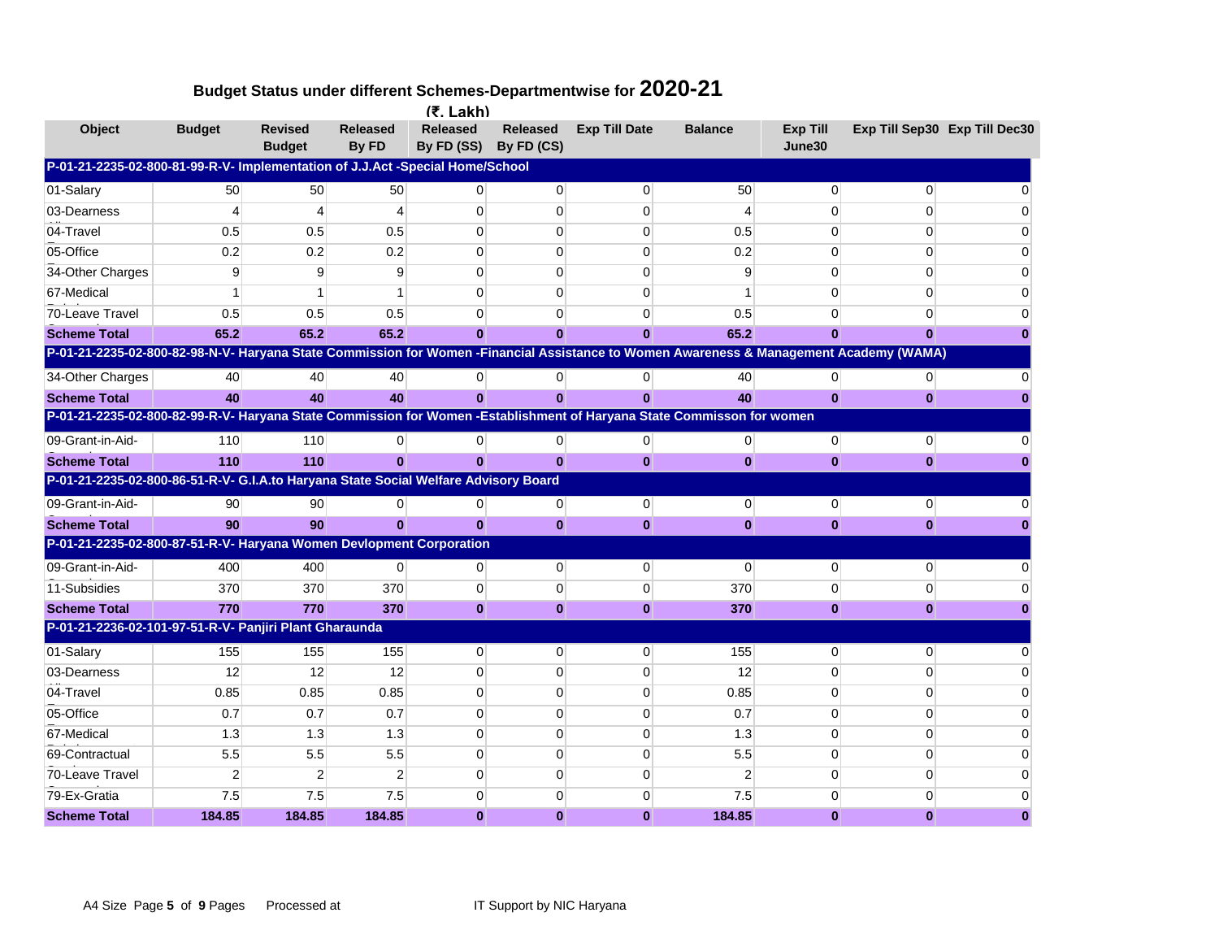## Budget Status under different Schemes-Departmentwise for 2020-21

(₹. Lakh)

| Object | Budget | Revised Budget | Released By FD | Released By FD (SS) | Released By FD (CS) | Exp Till Date | Balance | Exp Till June30 | Exp Till Sep30 | Exp Till Dec30 |
|---|---|---|---|---|---|---|---|---|---|---|
| **P-01-21-2235-02-800-81-99-R-V- Implementation of J.J.Act -Special Home/School** | | | | | | | | | | |
| 01-Salary | 50 | 50 | 50 | 0 | 0 | 0 | 50 | 0 | 0 | 0 |
| 03-Dearness | 4 | 4 | 4 | 0 | 0 | 0 | 4 | 0 | 0 | 0 |
| 04-Travel | 0.5 | 0.5 | 0.5 | 0 | 0 | 0 | 0.5 | 0 | 0 | 0 |
| 05-Office | 0.2 | 0.2 | 0.2 | 0 | 0 | 0 | 0.2 | 0 | 0 | 0 |
| 34-Other Charges | 9 | 9 | 9 | 0 | 0 | 0 | 9 | 0 | 0 | 0 |
| 67-Medical | 1 | 1 | 1 | 0 | 0 | 0 | 1 | 0 | 0 | 0 |
| 70-Leave Travel | 0.5 | 0.5 | 0.5 | 0 | 0 | 0 | 0.5 | 0 | 0 | 0 |
| **Scheme Total** | **65.2** | **65.2** | **65.2** | **0** | **0** | **0** | **65.2** | **0** | **0** | **0** |
| **P-01-21-2235-02-800-82-98-N-V- Haryana State Commission for Women -Financial Assistance to Women Awareness & Management Academy (WAMA)** | | | | | | | | | | |
| 34-Other Charges | 40 | 40 | 40 | 0 | 0 | 0 | 40 | 0 | 0 | 0 |
| **Scheme Total** | **40** | **40** | **40** | **0** | **0** | **0** | **40** | **0** | **0** | **0** |
| **P-01-21-2235-02-800-82-99-R-V- Haryana State Commission for Women -Establishment of Haryana State Commisson for women** | | | | | | | | | | |
| 09-Grant-in-Aid- | 110 | 110 | 0 | 0 | 0 | 0 | 0 | 0 | 0 | 0 |
| **Scheme Total** | **110** | **110** | **0** | **0** | **0** | **0** | **0** | **0** | **0** | **0** |
| **P-01-21-2235-02-800-86-51-R-V- G.I.A.to Haryana State Social Welfare Advisory Board** | | | | | | | | | | |
| 09-Grant-in-Aid- | 90 | 90 | 0 | 0 | 0 | 0 | 0 | 0 | 0 | 0 |
| **Scheme Total** | **90** | **90** | **0** | **0** | **0** | **0** | **0** | **0** | **0** | **0** |
| **P-01-21-2235-02-800-87-51-R-V- Haryana Women Devlopment Corporation** | | | | | | | | | | |
| 09-Grant-in-Aid- | 400 | 400 | 0 | 0 | 0 | 0 | 0 | 0 | 0 | 0 |
| 11-Subsidies | 370 | 370 | 370 | 0 | 0 | 0 | 370 | 0 | 0 | 0 |
| **Scheme Total** | **770** | **770** | **370** | **0** | **0** | **0** | **370** | **0** | **0** | **0** |
| **P-01-21-2236-02-101-97-51-R-V- Panjiri Plant Gharaunda** | | | | | | | | | | |
| 01-Salary | 155 | 155 | 155 | 0 | 0 | 0 | 155 | 0 | 0 | 0 |
| 03-Dearness | 12 | 12 | 12 | 0 | 0 | 0 | 12 | 0 | 0 | 0 |
| 04-Travel | 0.85 | 0.85 | 0.85 | 0 | 0 | 0 | 0.85 | 0 | 0 | 0 |
| 05-Office | 0.7 | 0.7 | 0.7 | 0 | 0 | 0 | 0.7 | 0 | 0 | 0 |
| 67-Medical | 1.3 | 1.3 | 1.3 | 0 | 0 | 0 | 1.3 | 0 | 0 | 0 |
| 69-Contractual | 5.5 | 5.5 | 5.5 | 0 | 0 | 0 | 5.5 | 0 | 0 | 0 |
| 70-Leave Travel | 2 | 2 | 2 | 0 | 0 | 0 | 2 | 0 | 0 | 0 |
| 79-Ex-Gratia | 7.5 | 7.5 | 7.5 | 0 | 0 | 0 | 7.5 | 0 | 0 | 0 |
| **Scheme Total** | **184.85** | **184.85** | **184.85** | **0** | **0** | **0** | **184.85** | **0** | **0** | **0** |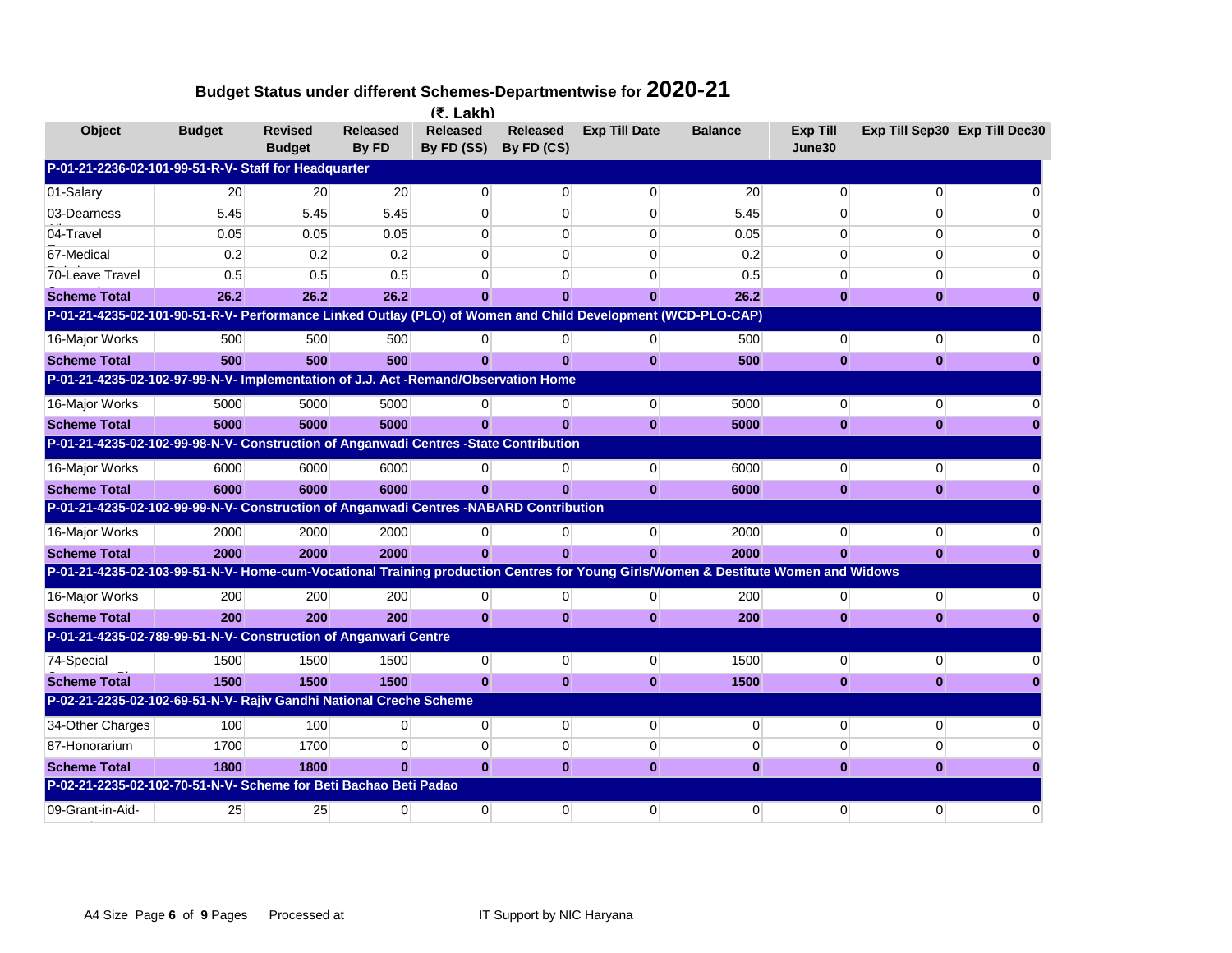## Budget Status under different Schemes-Departmentwise for 2020-21

(₹. Lakh)

| Object | Budget | Revised Budget | Released By FD | Released By FD (SS) | Released By FD (CS) | Exp Till Date | Balance | Exp Till June30 | Exp Till Sep30 | Exp Till Dec30 |
|---|---|---|---|---|---|---|---|---|---|---|
| **P-01-21-2236-02-101-99-51-R-V- Staff for Headquarter** | | | | | | | | | | |
| 01-Salary | 20 | 20 | 20 | 0 | 0 | 0 | 20 | 0 | 0 | 0 |
| 03-Dearness | 5.45 | 5.45 | 5.45 | 0 | 0 | 0 | 5.45 | 0 | 0 | 0 |
| 04-Travel | 0.05 | 0.05 | 0.05 | 0 | 0 | 0 | 0.05 | 0 | 0 | 0 |
| 67-Medical | 0.2 | 0.2 | 0.2 | 0 | 0 | 0 | 0.2 | 0 | 0 | 0 |
| 70-Leave Travel | 0.5 | 0.5 | 0.5 | 0 | 0 | 0 | 0.5 | 0 | 0 | 0 |
| **Scheme Total** | **26.2** | **26.2** | **26.2** | **0** | **0** | **0** | **26.2** | **0** | **0** | **0** |
| **P-01-21-4235-02-101-90-51-R-V- Performance Linked Outlay (PLO) of Women and Child Development (WCD-PLO-CAP)** | | | | | | | | | | |
| 16-Major Works | 500 | 500 | 500 | 0 | 0 | 0 | 500 | 0 | 0 | 0 |
| **Scheme Total** | **500** | **500** | **500** | **0** | **0** | **0** | **500** | **0** | **0** | **0** |
| **P-01-21-4235-02-102-97-99-N-V- Implementation of J.J. Act -Remand/Observation Home** | | | | | | | | | | |
| 16-Major Works | 5000 | 5000 | 5000 | 0 | 0 | 0 | 5000 | 0 | 0 | 0 |
| **Scheme Total** | **5000** | **5000** | **5000** | **0** | **0** | **0** | **5000** | **0** | **0** | **0** |
| **P-01-21-4235-02-102-99-98-N-V- Construction of Anganwadi Centres -State Contribution** | | | | | | | | | | |
| 16-Major Works | 6000 | 6000 | 6000 | 0 | 0 | 0 | 6000 | 0 | 0 | 0 |
| **Scheme Total** | **6000** | **6000** | **6000** | **0** | **0** | **0** | **6000** | **0** | **0** | **0** |
| **P-01-21-4235-02-102-99-99-N-V- Construction of Anganwadi Centres -NABARD Contribution** | | | | | | | | | | |
| 16-Major Works | 2000 | 2000 | 2000 | 0 | 0 | 0 | 2000 | 0 | 0 | 0 |
| **Scheme Total** | **2000** | **2000** | **2000** | **0** | **0** | **0** | **2000** | **0** | **0** | **0** |
| **P-01-21-4235-02-103-99-51-N-V- Home-cum-Vocational Training production Centres for Young Girls/Women & Destitute Women and Widows** | | | | | | | | | | |
| 16-Major Works | 200 | 200 | 200 | 0 | 0 | 0 | 200 | 0 | 0 | 0 |
| **Scheme Total** | **200** | **200** | **200** | **0** | **0** | **0** | **200** | **0** | **0** | **0** |
| **P-01-21-4235-02-789-99-51-N-V- Construction of Anganwari Centre** | | | | | | | | | | |
| 74-Special | 1500 | 1500 | 1500 | 0 | 0 | 0 | 1500 | 0 | 0 | 0 |
| **Scheme Total** | **1500** | **1500** | **1500** | **0** | **0** | **0** | **1500** | **0** | **0** | **0** |
| **P-02-21-2235-02-102-69-51-N-V- Rajiv Gandhi National Creche Scheme** | | | | | | | | | | |
| 34-Other Charges | 100 | 100 | 0 | 0 | 0 | 0 | 0 | 0 | 0 | 0 |
| 87-Honorarium | 1700 | 1700 | 0 | 0 | 0 | 0 | 0 | 0 | 0 | 0 |
| **Scheme Total** | **1800** | **1800** | **0** | **0** | **0** | **0** | **0** | **0** | **0** | **0** |
| **P-02-21-2235-02-102-70-51-N-V- Scheme for Beti Bachao Beti Padao** | | | | | | | | | | |
| 09-Grant-in-Aid- | 25 | 25 | 0 | 0 | 0 | 0 | 0 | 0 | 0 | 0 |

A4 Size Processed at IT Support by NIC Haryana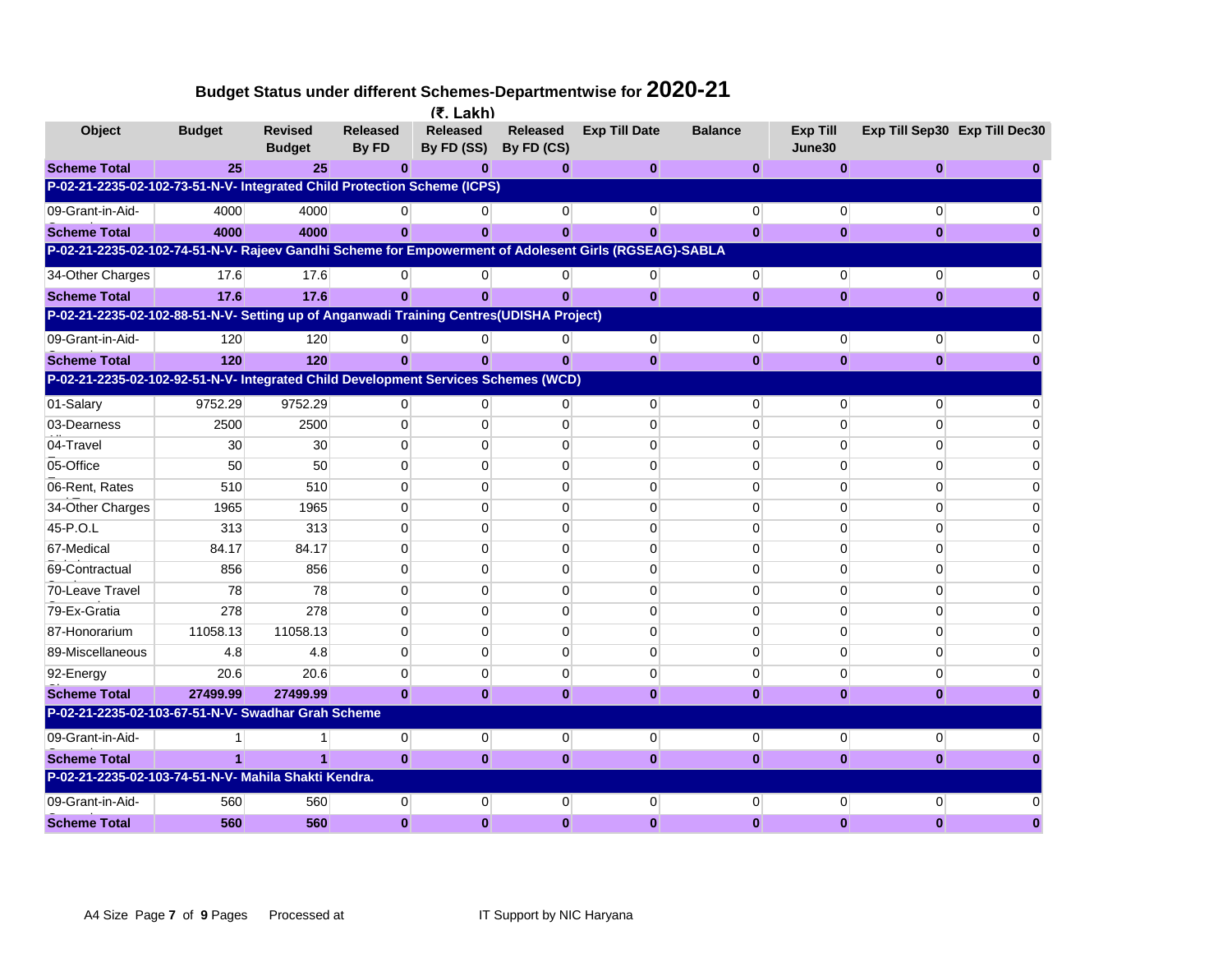## Budget Status under different Schemes-Departmentwise for 2020-21

(₹. Lakh)

| Object | Budget | Revised Budget | Released By FD | Released By FD (SS) | Released By FD (CS) | Exp Till Date | Balance | Exp Till June30 | Exp Till Sep30 | Exp Till Dec30 |
|---|---|---|---|---|---|---|---|---|---|---|
| **Scheme Total** | **25** | **25** | **0** | **0** | **0** | **0** | **0** | **0** | **0** | **0** |
| **P-02-21-2235-02-102-73-51-N-V- Integrated Child Protection Scheme (ICPS)** | | | | | | | | | | |
| 09-Grant-in-Aid- | 4000 | 4000 | 0 | 0 | 0 | 0 | 0 | 0 | 0 | 0 |
| **Scheme Total** | **4000** | **4000** | **0** | **0** | **0** | **0** | **0** | **0** | **0** | **0** |
| **P-02-21-2235-02-102-74-51-N-V- Rajeev Gandhi Scheme for Empowerment of Adolesent Girls (RGSEAG)-SABLA** | | | | | | | | | | |
| 34-Other Charges | 17.6 | 17.6 | 0 | 0 | 0 | 0 | 0 | 0 | 0 | 0 |
| **Scheme Total** | **17.6** | **17.6** | **0** | **0** | **0** | **0** | **0** | **0** | **0** | **0** |
| **P-02-21-2235-02-102-88-51-N-V- Setting up of Anganwadi Training Centres(UDISHA Project)** | | | | | | | | | | |
| 09-Grant-in-Aid- | 120 | 120 | 0 | 0 | 0 | 0 | 0 | 0 | 0 | 0 |
| **Scheme Total** | **120** | **120** | **0** | **0** | **0** | **0** | **0** | **0** | **0** | **0** |
| **P-02-21-2235-02-102-92-51-N-V- Integrated Child Development Services Schemes (WCD)** | | | | | | | | | | |
| 01-Salary | 9752.29 | 9752.29 | 0 | 0 | 0 | 0 | 0 | 0 | 0 | 0 |
| 03-Dearness | 2500 | 2500 | 0 | 0 | 0 | 0 | 0 | 0 | 0 | 0 |
| 04-Travel | 30 | 30 | 0 | 0 | 0 | 0 | 0 | 0 | 0 | 0 |
| 05-Office | 50 | 50 | 0 | 0 | 0 | 0 | 0 | 0 | 0 | 0 |
| 06-Rent, Rates | 510 | 510 | 0 | 0 | 0 | 0 | 0 | 0 | 0 | 0 |
| 34-Other Charges | 1965 | 1965 | 0 | 0 | 0 | 0 | 0 | 0 | 0 | 0 |
| 45-P.O.L | 313 | 313 | 0 | 0 | 0 | 0 | 0 | 0 | 0 | 0 |
| 67-Medical | 84.17 | 84.17 | 0 | 0 | 0 | 0 | 0 | 0 | 0 | 0 |
| 69-Contractual | 856 | 856 | 0 | 0 | 0 | 0 | 0 | 0 | 0 | 0 |
| 70-Leave Travel | 78 | 78 | 0 | 0 | 0 | 0 | 0 | 0 | 0 | 0 |
| 79-Ex-Gratia | 278 | 278 | 0 | 0 | 0 | 0 | 0 | 0 | 0 | 0 |
| 87-Honorarium | 11058.13 | 11058.13 | 0 | 0 | 0 | 0 | 0 | 0 | 0 | 0 |
| 89-Miscellaneous | 4.8 | 4.8 | 0 | 0 | 0 | 0 | 0 | 0 | 0 | 0 |
| 92-Energy | 20.6 | 20.6 | 0 | 0 | 0 | 0 | 0 | 0 | 0 | 0 |
| **Scheme Total** | **27499.99** | **27499.99** | **0** | **0** | **0** | **0** | **0** | **0** | **0** | **0** |
| **P-02-21-2235-02-103-67-51-N-V- Swadhar Grah Scheme** | | | | | | | | | | |
| 09-Grant-in-Aid- | 1 | 1 | 0 | 0 | 0 | 0 | 0 | 0 | 0 | 0 |
| **Scheme Total** | **1** | **1** | **0** | **0** | **0** | **0** | **0** | **0** | **0** | **0** |
| **P-02-21-2235-02-103-74-51-N-V- Mahila Shakti Kendra.** | | | | | | | | | | |
| 09-Grant-in-Aid- | 560 | 560 | 0 | 0 | 0 | 0 | 0 | 0 | 0 | 0 |
| **Scheme Total** | **560** | **560** | **0** | **0** | **0** | **0** | **0** | **0** | **0** | **0** |

A4 Size Processed at IT Support by NIC Haryana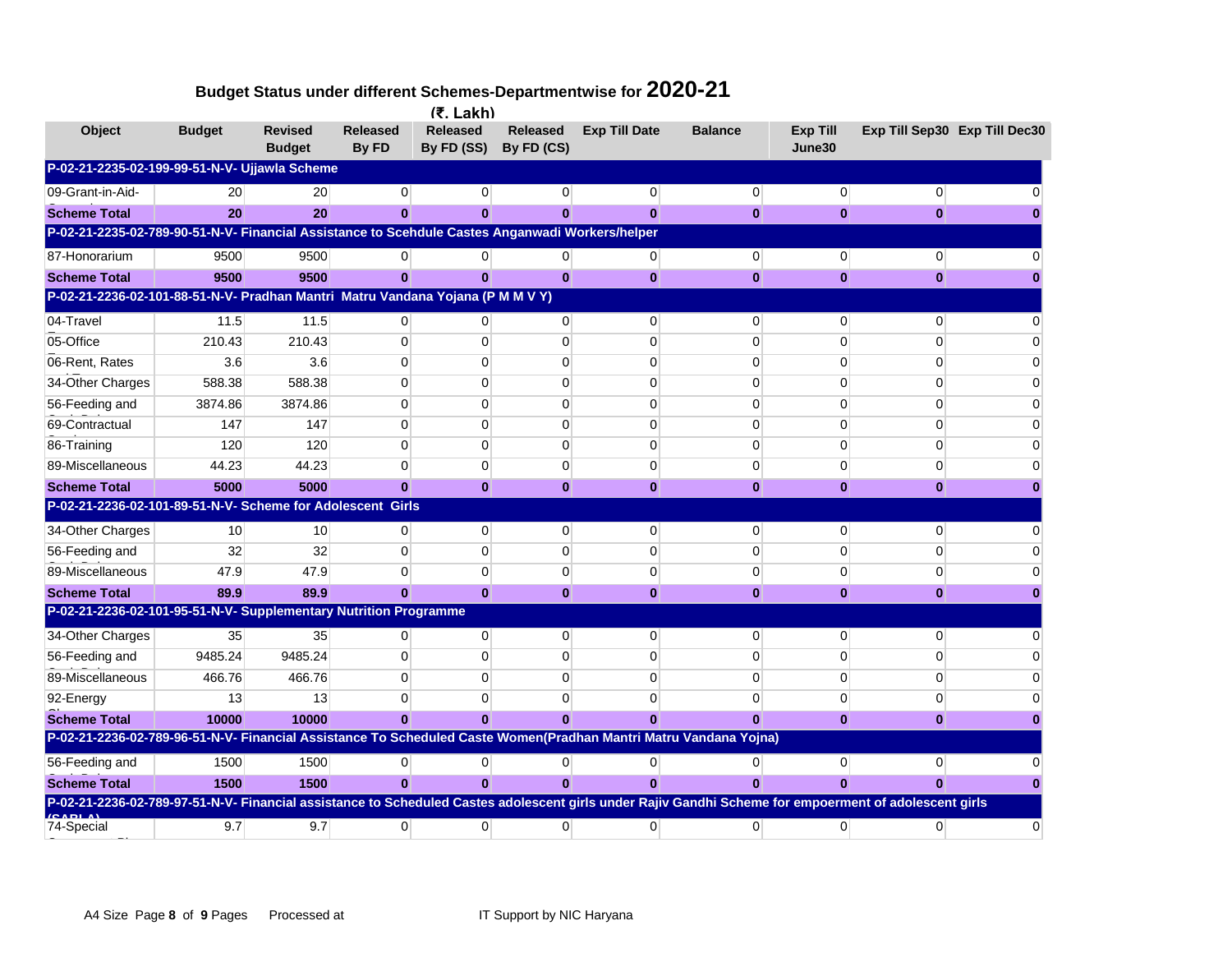## Budget Status under different Schemes-Departmentwise for 2020-21

(₹. Lakh)

| Object | Budget | Revised Budget | Released By FD | Released By FD (SS) | Released By FD (CS) | Exp Till Date | Balance | Exp Till June30 | Exp Till Sep30 | Exp Till Dec30 |
|---|---|---|---|---|---|---|---|---|---|---|
| **P-02-21-2235-02-199-99-51-N-V- Ujjawla Scheme** | | | | | | | | | | |
| 09-Grant-in-Aid- | 20 | 20 | 0 | 0 | 0 | 0 | 0 | 0 | 0 | 0 |
| **Scheme Total** | **20** | **20** | **0** | **0** | **0** | **0** | **0** | **0** | **0** | **0** |
| **P-02-21-2235-02-789-90-51-N-V- Financial Assistance to Scehdule Castes Anganwadi Workers/helper** | | | | | | | | | | |
| 87-Honorarium | 9500 | 9500 | 0 | 0 | 0 | 0 | 0 | 0 | 0 | 0 |
| **Scheme Total** | **9500** | **9500** | **0** | **0** | **0** | **0** | **0** | **0** | **0** | **0** |
| **P-02-21-2236-02-101-88-51-N-V- Pradhan Mantri Matru Vandana Yojana (P M M V Y)** | | | | | | | | | | |
| 04-Travel | 11.5 | 11.5 | 0 | 0 | 0 | 0 | 0 | 0 | 0 | 0 |
| 05-Office | 210.43 | 210.43 | 0 | 0 | 0 | 0 | 0 | 0 | 0 | 0 |
| 06-Rent, Rates | 3.6 | 3.6 | 0 | 0 | 0 | 0 | 0 | 0 | 0 | 0 |
| 34-Other Charges | 588.38 | 588.38 | 0 | 0 | 0 | 0 | 0 | 0 | 0 | 0 |
| 56-Feeding and | 3874.86 | 3874.86 | 0 | 0 | 0 | 0 | 0 | 0 | 0 | 0 |
| 69-Contractual | 147 | 147 | 0 | 0 | 0 | 0 | 0 | 0 | 0 | 0 |
| 86-Training | 120 | 120 | 0 | 0 | 0 | 0 | 0 | 0 | 0 | 0 |
| 89-Miscellaneous | 44.23 | 44.23 | 0 | 0 | 0 | 0 | 0 | 0 | 0 | 0 |
| **Scheme Total** | **5000** | **5000** | **0** | **0** | **0** | **0** | **0** | **0** | **0** | **0** |
| **P-02-21-2236-02-101-89-51-N-V- Scheme for Adolescent Girls** | | | | | | | | | | |
| 34-Other Charges | 10 | 10 | 0 | 0 | 0 | 0 | 0 | 0 | 0 | 0 |
| 56-Feeding and | 32 | 32 | 0 | 0 | 0 | 0 | 0 | 0 | 0 | 0 |
| 89-Miscellaneous | 47.9 | 47.9 | 0 | 0 | 0 | 0 | 0 | 0 | 0 | 0 |
| **Scheme Total** | **89.9** | **89.9** | **0** | **0** | **0** | **0** | **0** | **0** | **0** | **0** |
| **P-02-21-2236-02-101-95-51-N-V- Supplementary Nutrition Programme** | | | | | | | | | | |
| 34-Other Charges | 35 | 35 | 0 | 0 | 0 | 0 | 0 | 0 | 0 | 0 |
| 56-Feeding and | 9485.24 | 9485.24 | 0 | 0 | 0 | 0 | 0 | 0 | 0 | 0 |
| 89-Miscellaneous | 466.76 | 466.76 | 0 | 0 | 0 | 0 | 0 | 0 | 0 | 0 |
| 92-Energy | 13 | 13 | 0 | 0 | 0 | 0 | 0 | 0 | 0 | 0 |
| **Scheme Total** | **10000** | **10000** | **0** | **0** | **0** | **0** | **0** | **0** | **0** | **0** |
| **P-02-21-2236-02-789-96-51-N-V- Financial Assistance To Scheduled Caste Women(Pradhan Mantri Matru Vandana Yojna)** | | | | | | | | | | |
| 56-Feeding and | 1500 | 1500 | 0 | 0 | 0 | 0 | 0 | 0 | 0 | 0 |
| **Scheme Total** | **1500** | **1500** | **0** | **0** | **0** | **0** | **0** | **0** | **0** | **0** |
| **P-02-21-2236-02-789-97-51-N-V- Financial assistance to Scheduled Castes adolescent girls under Rajiv Gandhi Scheme for empoerment of adolescent girls (SABLA)** | | | | | | | | | | |
| 74-Special | 9.7 | 9.7 | 0 | 0 | 0 | 0 | 0 | 0 | 0 | 0 |

A4 Size Page **8** of **9** Pages Processed at IT Support by NIC Haryana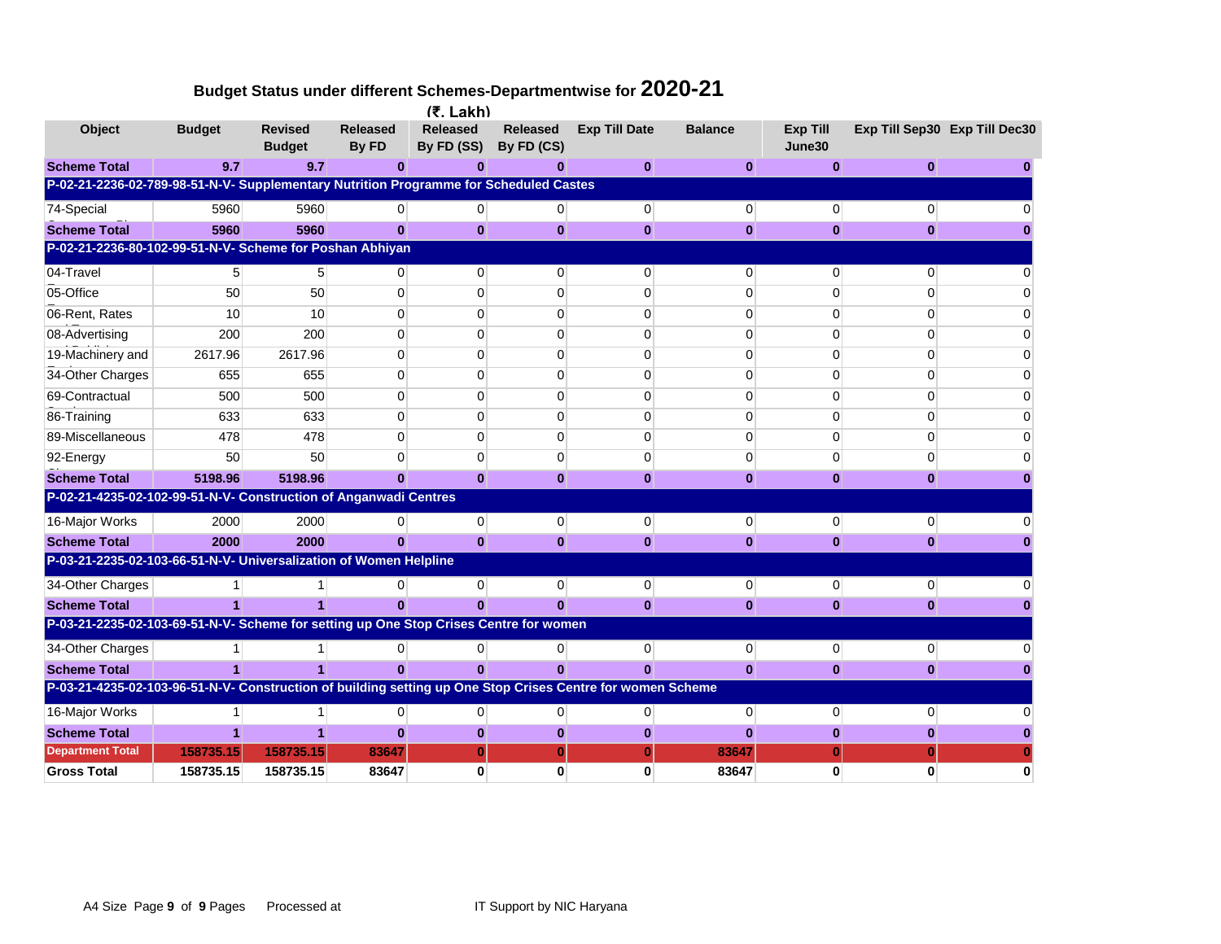## Budget Status under different Schemes-Departmentwise for 2020-21

(₹. Lakh)

| Object | Budget | Revised Budget | Released By FD | Released By FD (SS) | Released By FD (CS) | Exp Till Date | Balance | Exp Till June30 | Exp Till Sep30 | Exp Till Dec30 |
|---|---|---|---|---|---|---|---|---|---|---|
| **Scheme Total** | **9.7** | **9.7** | **0** | **0** | **0** | **0** | **0** | **0** | **0** | **0** |
| **P-02-21-2236-02-789-98-51-N-V- Supplementary Nutrition Programme for Scheduled Castes** | | | | | | | | | | |
| 74-Special | 5960 | 5960 | 0 | 0 | 0 | 0 | 0 | 0 | 0 | 0 |
| **Scheme Total** | **5960** | **5960** | **0** | **0** | **0** | **0** | **0** | **0** | **0** | **0** |
| **P-02-21-2236-80-102-99-51-N-V- Scheme for Poshan Abhiyan** | | | | | | | | | | |
| 04-Travel | 5 | 5 | 0 | 0 | 0 | 0 | 0 | 0 | 0 | 0 |
| 05-Office | 50 | 50 | 0 | 0 | 0 | 0 | 0 | 0 | 0 | 0 |
| 06-Rent, Rates | 10 | 10 | 0 | 0 | 0 | 0 | 0 | 0 | 0 | 0 |
| 08-Advertising | 200 | 200 | 0 | 0 | 0 | 0 | 0 | 0 | 0 | 0 |
| 19-Machinery and | 2617.96 | 2617.96 | 0 | 0 | 0 | 0 | 0 | 0 | 0 | 0 |
| 34-Other Charges | 655 | 655 | 0 | 0 | 0 | 0 | 0 | 0 | 0 | 0 |
| 69-Contractual | 500 | 500 | 0 | 0 | 0 | 0 | 0 | 0 | 0 | 0 |
| 86-Training | 633 | 633 | 0 | 0 | 0 | 0 | 0 | 0 | 0 | 0 |
| 89-Miscellaneous | 478 | 478 | 0 | 0 | 0 | 0 | 0 | 0 | 0 | 0 |
| 92-Energy | 50 | 50 | 0 | 0 | 0 | 0 | 0 | 0 | 0 | 0 |
| **Scheme Total** | **5198.96** | **5198.96** | **0** | **0** | **0** | **0** | **0** | **0** | **0** | **0** |
| **P-02-21-4235-02-102-99-51-N-V- Construction of Anganwadi Centres** | | | | | | | | | | |
| 16-Major Works | 2000 | 2000 | 0 | 0 | 0 | 0 | 0 | 0 | 0 | 0 |
| **Scheme Total** | **2000** | **2000** | **0** | **0** | **0** | **0** | **0** | **0** | **0** | **0** |
| **P-03-21-2235-02-103-66-51-N-V- Universalization of Women Helpline** | | | | | | | | | | |
| 34-Other Charges | 1 | 1 | 0 | 0 | 0 | 0 | 0 | 0 | 0 | 0 |
| **Scheme Total** | **1** | **1** | **0** | **0** | **0** | **0** | **0** | **0** | **0** | **0** |
| **P-03-21-2235-02-103-69-51-N-V- Scheme for setting up One Stop Crises Centre for women** | | | | | | | | | | |
| 34-Other Charges | 1 | 1 | 0 | 0 | 0 | 0 | 0 | 0 | 0 | 0 |
| **Scheme Total** | **1** | **1** | **0** | **0** | **0** | **0** | **0** | **0** | **0** | **0** |
| **P-03-21-4235-02-103-96-51-N-V- Construction of building setting up One Stop Crises Centre for women Scheme** | | | | | | | | | | |
| 16-Major Works | 1 | 1 | 0 | 0 | 0 | 0 | 0 | 0 | 0 | 0 |
| **Scheme Total** | **1** | **1** | **0** | **0** | **0** | **0** | **0** | **0** | **0** | **0** |
| **Department Total** | **158735.15** | **158735.15** | **83647** | **0** | **0** | **0** | **83647** | **0** | **0** | **0** |
| **Gross Total** | **158735.15** | **158735.15** | **83647** | **0** | **0** | **0** | **83647** | **0** | **0** | **0** |

A4 Size Processed at IT Support by NIC Haryana